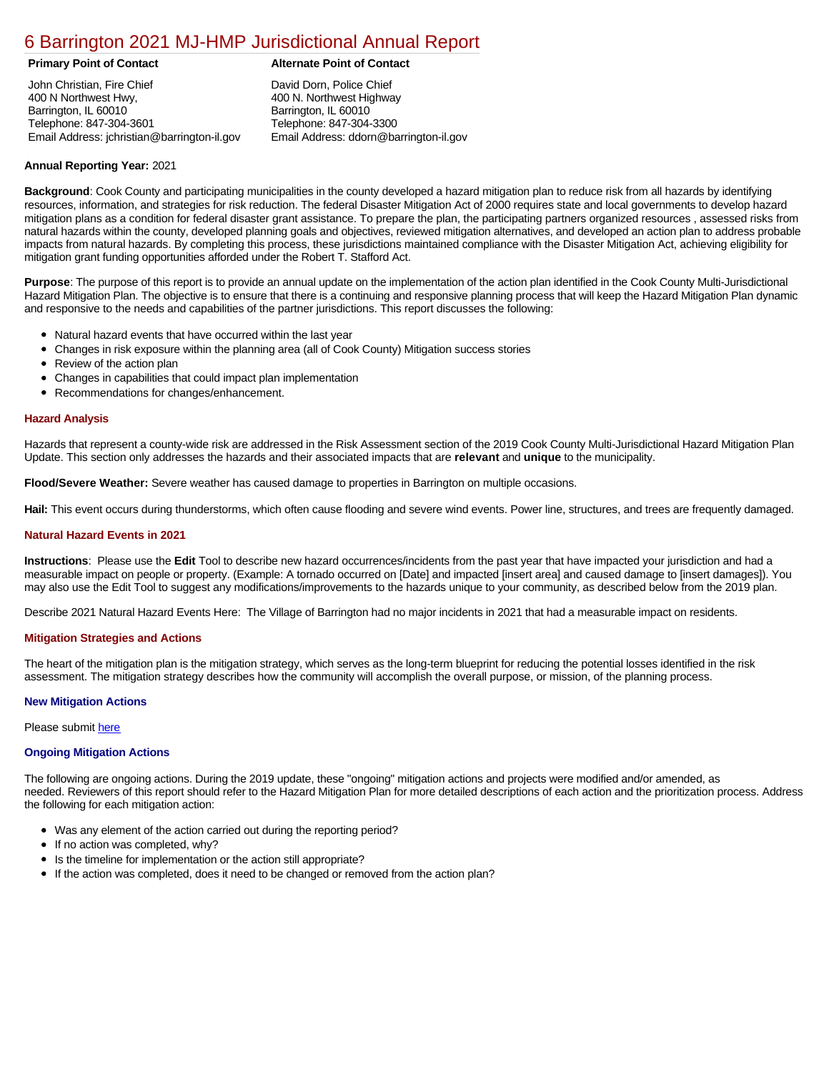# 6 Barrington 2021 MJ-HMP Jurisdictional Annual Report

**Primary Point of Contact**

John Christian, Fire Chief
400 N Northwest Hwy,
Barrington, IL 60010
Telephone: 847-304-3601
Email Address: jchristian@barrington-il.gov

**Alternate Point of Contact**

David Dorn, Police Chief
400 N. Northwest Highway
Barrington, IL 60010
Telephone: 847-304-3300
Email Address: ddorn@barrington-il.gov

**Annual Reporting Year:** 2021

**Background**: Cook County and participating municipalities in the county developed a hazard mitigation plan to reduce risk from all hazards by identifying resources, information, and strategies for risk reduction. The federal Disaster Mitigation Act of 2000 requires state and local governments to develop hazard mitigation plans as a condition for federal disaster grant assistance. To prepare the plan, the participating partners organized resources , assessed risks from natural hazards within the county, developed planning goals and objectives, reviewed mitigation alternatives, and developed an action plan to address probable impacts from natural hazards. By completing this process, these jurisdictions maintained compliance with the Disaster Mitigation Act, achieving eligibility for mitigation grant funding opportunities afforded under the Robert T. Stafford Act.

**Purpose**: The purpose of this report is to provide an annual update on the implementation of the action plan identified in the Cook County Multi-Jurisdictional Hazard Mitigation Plan. The objective is to ensure that there is a continuing and responsive planning process that will keep the Hazard Mitigation Plan dynamic and responsive to the needs and capabilities of the partner jurisdictions. This report discusses the following:

- Natural hazard events that have occurred within the last year
- Changes in risk exposure within the planning area (all of Cook County) Mitigation success stories
- Review of the action plan
- Changes in capabilities that could impact plan implementation
- Recommendations for changes/enhancement.

### Hazard Analysis

Hazards that represent a county-wide risk are addressed in the Risk Assessment section of the 2019 Cook County Multi-Jurisdictional Hazard Mitigation Plan Update. This section only addresses the hazards and their associated impacts that are **relevant** and **unique** to the municipality.

**Flood/Severe Weather:** Severe weather has caused damage to properties in Barrington on multiple occasions.

**Hail:** This event occurs during thunderstorms, which often cause flooding and severe wind events. Power line, structures, and trees are frequently damaged.

### Natural Hazard Events in 2021

**Instructions**: Please use the **Edit** Tool to describe new hazard occurrences/incidents from the past year that have impacted your jurisdiction and had a measurable impact on people or property. (Example: A tornado occurred on [Date] and impacted [insert area] and caused damage to [insert damages]). You may also use the Edit Tool to suggest any modifications/improvements to the hazards unique to your community, as described below from the 2019 plan.

Describe 2021 Natural Hazard Events Here: The Village of Barrington had no major incidents in 2021 that had a measurable impact on residents.

### Mitigation Strategies and Actions

The heart of the mitigation plan is the mitigation strategy, which serves as the long-term blueprint for reducing the potential losses identified in the risk assessment. The mitigation strategy describes how the community will accomplish the overall purpose, or mission, of the planning process.

### New Mitigation Actions

Please submit here

### Ongoing Mitigation Actions

The following are ongoing actions. During the 2019 update, these "ongoing" mitigation actions and projects were modified and/or amended, as needed. Reviewers of this report should refer to the Hazard Mitigation Plan for more detailed descriptions of each action and the prioritization process. Address the following for each mitigation action:

- Was any element of the action carried out during the reporting period?
- If no action was completed, why?
- Is the timeline for implementation or the action still appropriate?
- If the action was completed, does it need to be changed or removed from the action plan?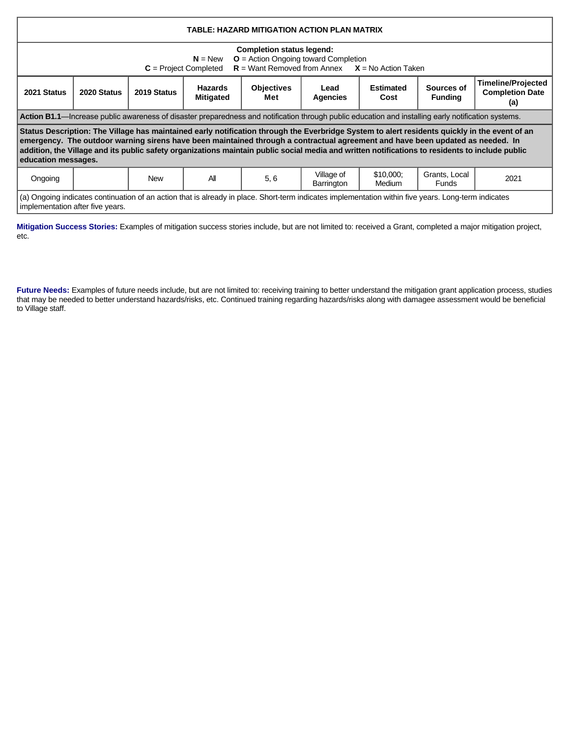**TABLE: HAZARD MITIGATION ACTION PLAN MATRIX**

**Completion status legend:**
**N** = New **O** = Action Ongoing toward Completion
**C** = Project Completed **R** = Want Removed from Annex **X** = No Action Taken

| 2021 Status | 2020 Status | 2019 Status | Hazards Mitigated | Objectives Met | Lead Agencies | Estimated Cost | Sources of Funding | Timeline/Projected Completion Date (a) |
|---|---|---|---|---|---|---|---|---|
| **Action B1.1**—Increase public awareness of disaster preparedness and notification through public education and installing early notification systems. | | | | | | | | |
| **Status Description: The Village has maintained early notification through the Everbridge System to alert residents quickly in the event of an emergency. The outdoor warning sirens have been maintained through a contractual agreement and have been updated as needed. In addition, the Village and its public safety organizations maintain public social media and written notifications to residents to include public education messages.** | | | | | | | | |
| Ongoing | | New | All | 5, 6 | Village of Barrington | $10,000; Medium | Grants, Local Funds | 2021 |
| (a) Ongoing indicates continuation of an action that is already in place. Short-term indicates implementation within five years. Long-term indicates implementation after five years. | | | | | | | | |

**Mitigation Success Stories:** Examples of mitigation success stories include, but are not limited to: received a Grant, completed a major mitigation project, etc.

**Future Needs:** Examples of future needs include, but are not limited to: receiving training to better understand the mitigation grant application process, studies that may be needed to better understand hazards/risks, etc. Continued training regarding hazards/risks along with damagee assessment would be beneficial to Village staff.